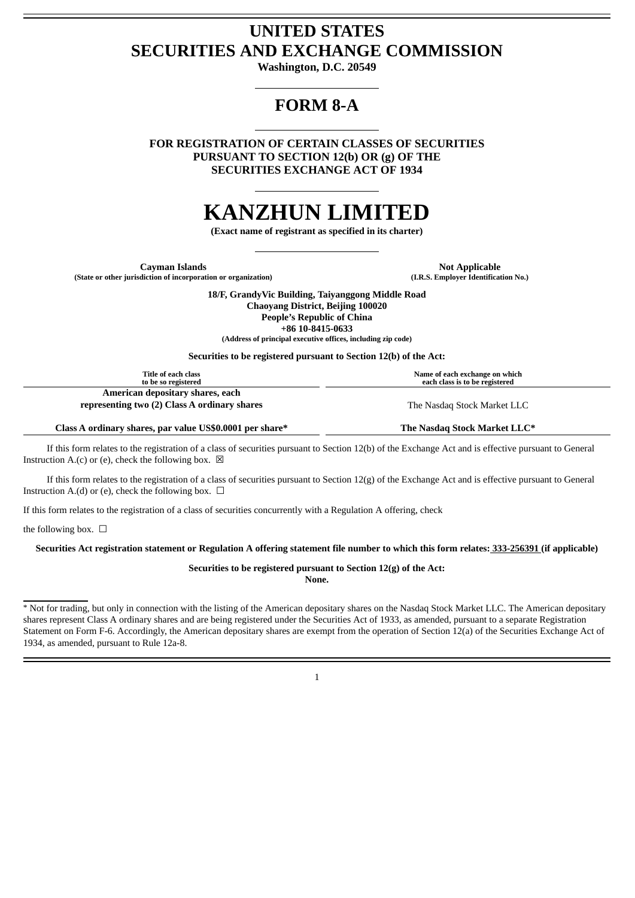# UNITED STATES
# SECURITIES AND EXCHANGE COMMISSION

**Washington, D.C. 20549**

## FORM 8-A

**FOR REGISTRATION OF CERTAIN CLASSES OF SECURITIES PURSUANT TO SECTION 12(b) OR (g) OF THE SECURITIES EXCHANGE ACT OF 1934**

# KANZHUN LIMITED

**(Exact name of registrant as specified in its charter)**

| **Cayman Islands** | **Not Applicable** |
|---|---|
| **(State or other jurisdiction of incorporation or organization)** | **(I.R.S. Employer Identification No.)** |

**18/F, GrandyVic Building, Taiyanggong Middle Road**
**Chaoyang District, Beijing 100020**
**People's Republic of China**
**+86 10-8415-0633**
**(Address of principal executive offices, including zip code)**

**Securities to be registered pursuant to Section 12(b) of the Act:**

| Title of each class to be so registered | Name of each exchange on which each class is to be registered |
|---|---|
| **American depositary shares, each representing two (2) Class A ordinary shares** | The Nasdaq Stock Market LLC |
| **Class A ordinary shares, par value US$0.0001 per share*** | **The Nasdaq Stock Market LLC*** |

If this form relates to the registration of a class of securities pursuant to Section 12(b) of the Exchange Act and is effective pursuant to General Instruction A.(c) or (e), check the following box. ☒

If this form relates to the registration of a class of securities pursuant to Section 12(g) of the Exchange Act and is effective pursuant to General Instruction A.(d) or (e), check the following box. ☐

If this form relates to the registration of a class of securities concurrently with a Regulation A offering, check the following box. ☐

**Securities Act registration statement or Regulation A offering statement file number to which this form relates: 333-256391 (if applicable)**

**Securities to be registered pursuant to Section 12(g) of the Act:**
**None.**

* Not for trading, but only in connection with the listing of the American depositary shares on the Nasdaq Stock Market LLC. The American depositary shares represent Class A ordinary shares and are being registered under the Securities Act of 1933, as amended, pursuant to a separate Registration Statement on Form F-6. Accordingly, the American depositary shares are exempt from the operation of Section 12(a) of the Securities Exchange Act of 1934, as amended, pursuant to Rule 12a-8.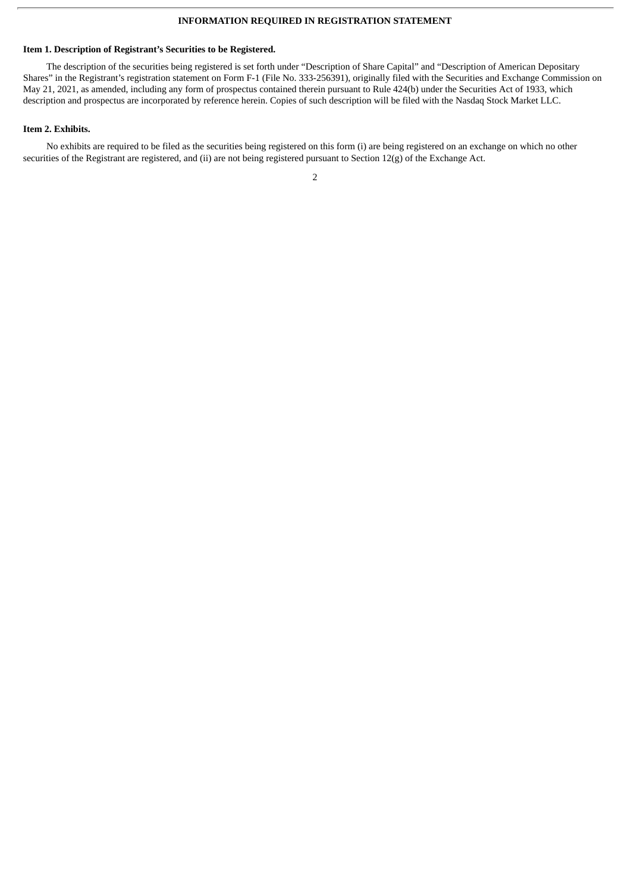## INFORMATION REQUIRED IN REGISTRATION STATEMENT

**Item 1. Description of Registrant's Securities to be Registered.**

The description of the securities being registered is set forth under "Description of Share Capital" and "Description of American Depositary Shares" in the Registrant's registration statement on Form F-1 (File No. 333-256391), originally filed with the Securities and Exchange Commission on May 21, 2021, as amended, including any form of prospectus contained therein pursuant to Rule 424(b) under the Securities Act of 1933, which description and prospectus are incorporated by reference herein. Copies of such description will be filed with the Nasdaq Stock Market LLC.

**Item 2. Exhibits.**

No exhibits are required to be filed as the securities being registered on this form (i) are being registered on an exchange on which no other securities of the Registrant are registered, and (ii) are not being registered pursuant to Section 12(g) of the Exchange Act.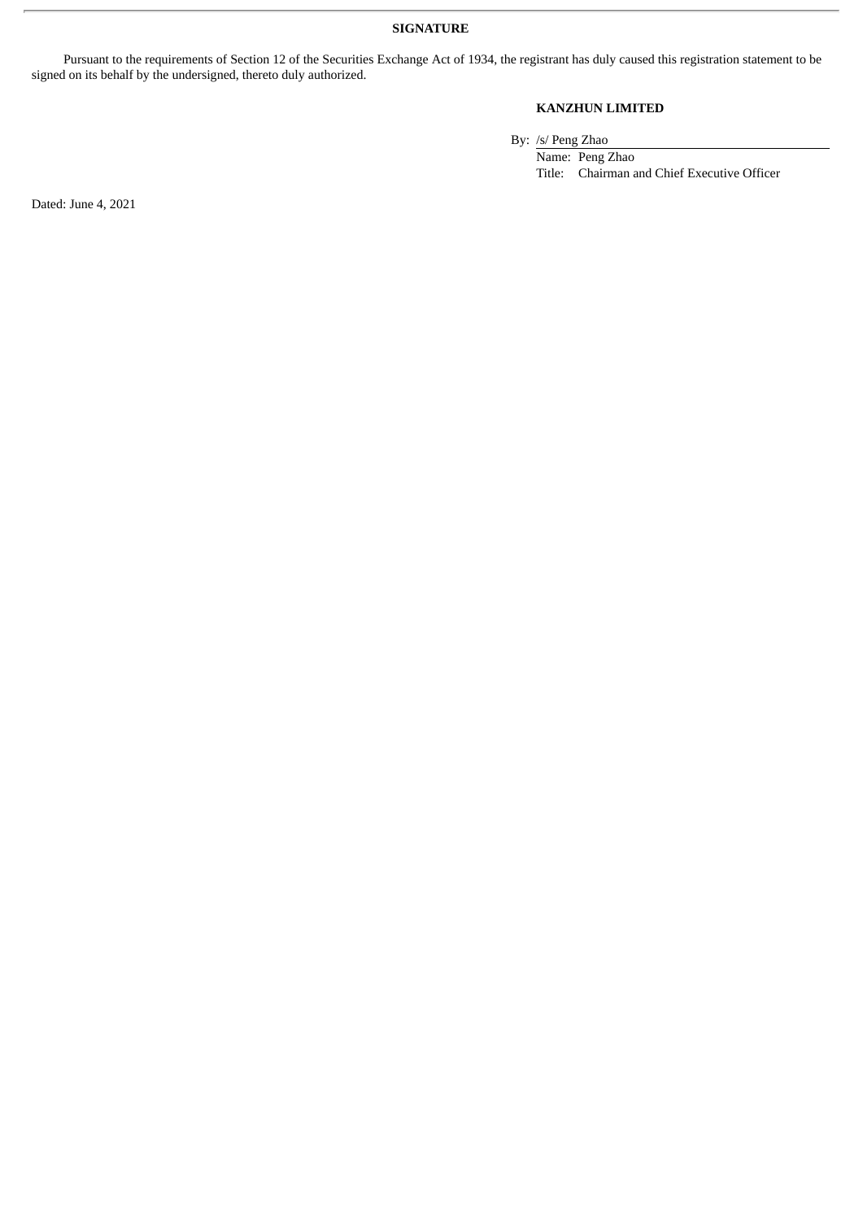**SIGNATURE**

Pursuant to the requirements of Section 12 of the Securities Exchange Act of 1934, the registrant has duly caused this registration statement to be signed on its behalf by the undersigned, thereto duly authorized.

**KANZHUN LIMITED**

By: /s/ Peng Zhao

Name: Peng Zhao

Title: Chairman and Chief Executive Officer

Dated: June 4, 2021